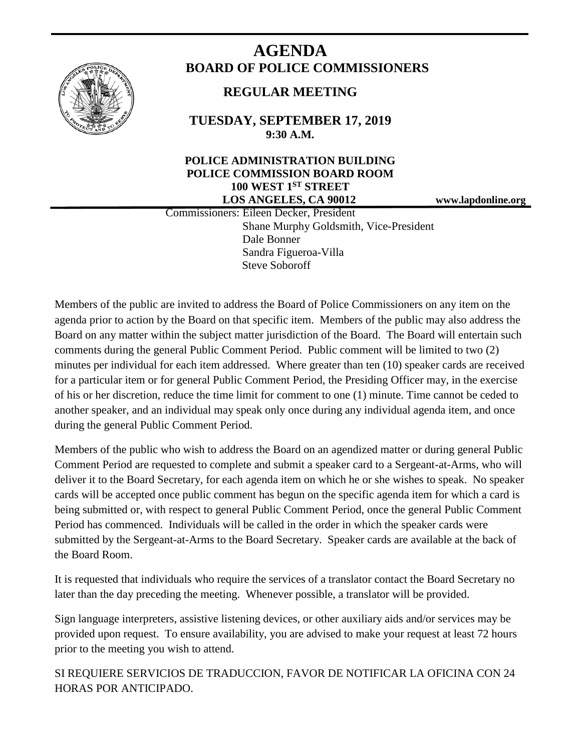# AGENDA

## BOARD OF POLICE COMMISSIONERS

### REGULAR MEETING

**TUESDAY, SEPTEMBER 17, 2019**
**9:30 A.M.**

**POLICE ADMINISTRATION BUILDING**
**POLICE COMMISSION BOARD ROOM**
**100 WEST 1ST STREET**
**LOS ANGELES, CA 90012**

**www.lapdonline.org**

Commissioners: Eileen Decker, President
Shane Murphy Goldsmith, Vice-President
Dale Bonner
Sandra Figueroa-Villa
Steve Soboroff

Members of the public are invited to address the Board of Police Commissioners on any item on the agenda prior to action by the Board on that specific item. Members of the public may also address the Board on any matter within the subject matter jurisdiction of the Board. The Board will entertain such comments during the general Public Comment Period. Public comment will be limited to two (2) minutes per individual for each item addressed. Where greater than ten (10) speaker cards are received for a particular item or for general Public Comment Period, the Presiding Officer may, in the exercise of his or her discretion, reduce the time limit for comment to one (1) minute. Time cannot be ceded to another speaker, and an individual may speak only once during any individual agenda item, and once during the general Public Comment Period.

Members of the public who wish to address the Board on an agendized matter or during general Public Comment Period are requested to complete and submit a speaker card to a Sergeant-at-Arms, who will deliver it to the Board Secretary, for each agenda item on which he or she wishes to speak. No speaker cards will be accepted once public comment has begun on the specific agenda item for which a card is being submitted or, with respect to general Public Comment Period, once the general Public Comment Period has commenced. Individuals will be called in the order in which the speaker cards were submitted by the Sergeant-at-Arms to the Board Secretary. Speaker cards are available at the back of the Board Room.

It is requested that individuals who require the services of a translator contact the Board Secretary no later than the day preceding the meeting. Whenever possible, a translator will be provided.

Sign language interpreters, assistive listening devices, or other auxiliary aids and/or services may be provided upon request. To ensure availability, you are advised to make your request at least 72 hours prior to the meeting you wish to attend.

SI REQUIERE SERVICIOS DE TRADUCCION, FAVOR DE NOTIFICAR LA OFICINA CON 24 HORAS POR ANTICIPADO.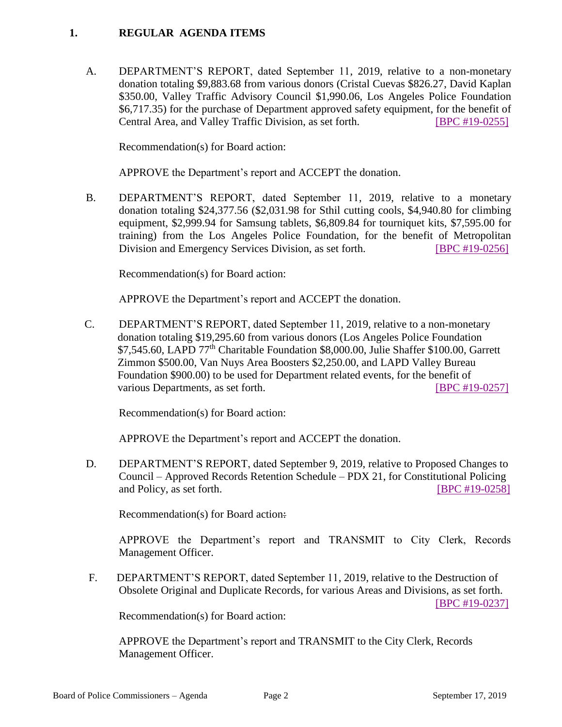## 1. REGULAR AGENDA ITEMS

A. DEPARTMENT'S REPORT, dated September 11, 2019, relative to a non-monetary donation totaling $9,883.68 from various donors (Cristal Cuevas $826.27, David Kaplan $350.00, Valley Traffic Advisory Council $1,990.06, Los Angeles Police Foundation $6,717.35) for the purchase of Department approved safety equipment, for the benefit of Central Area, and Valley Traffic Division, as set forth. [BPC #19-0255]

Recommendation(s) for Board action:

APPROVE the Department's report and ACCEPT the donation.

B. DEPARTMENT'S REPORT, dated September 11, 2019, relative to a monetary donation totaling $24,377.56 ($2,031.98 for Sthil cutting cools, $4,940.80 for climbing equipment, $2,999.94 for Samsung tablets, $6,809.84 for tourniquet kits, $7,595.00 for training) from the Los Angeles Police Foundation, for the benefit of Metropolitan Division and Emergency Services Division, as set forth. [BPC #19-0256]

Recommendation(s) for Board action:

APPROVE the Department's report and ACCEPT the donation.

C. DEPARTMENT'S REPORT, dated September 11, 2019, relative to a non-monetary donation totaling $19,295.60 from various donors (Los Angeles Police Foundation $7,545.60, LAPD 77th Charitable Foundation $8,000.00, Julie Shaffer $100.00, Garrett Zimmon $500.00, Van Nuys Area Boosters $2,250.00, and LAPD Valley Bureau Foundation $900.00) to be used for Department related events, for the benefit of various Departments, as set forth. [BPC #19-0257]

Recommendation(s) for Board action:

APPROVE the Department's report and ACCEPT the donation.

D. DEPARTMENT'S REPORT, dated September 9, 2019, relative to Proposed Changes to Council – Approved Records Retention Schedule – PDX 21, for Constitutional Policing and Policy, as set forth. [BPC #19-0258]

Recommendation(s) for Board action:

APPROVE the Department's report and TRANSMIT to City Clerk, Records Management Officer.

F. DEPARTMENT'S REPORT, dated September 11, 2019, relative to the Destruction of Obsolete Original and Duplicate Records, for various Areas and Divisions, as set forth. [BPC #19-0237]

Recommendation(s) for Board action:

APPROVE the Department's report and TRANSMIT to the City Clerk, Records Management Officer.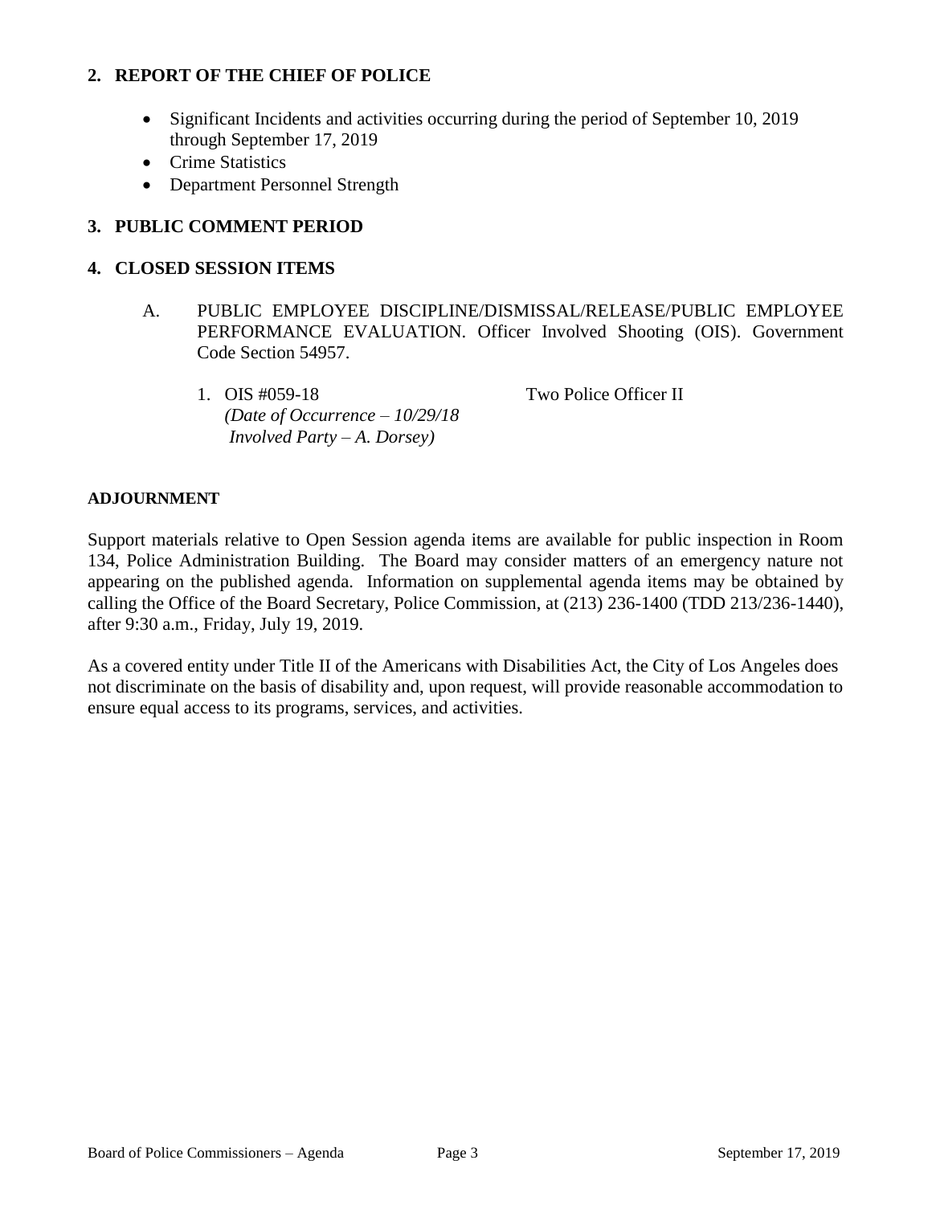## 2. REPORT OF THE CHIEF OF POLICE

- Significant Incidents and activities occurring during the period of September 10, 2019 through September 17, 2019
- Crime Statistics
- Department Personnel Strength

## 3. PUBLIC COMMENT PERIOD

## 4. CLOSED SESSION ITEMS

A. PUBLIC EMPLOYEE DISCIPLINE/DISMISSAL/RELEASE/PUBLIC EMPLOYEE PERFORMANCE EVALUATION. Officer Involved Shooting (OIS). Government Code Section 54957.

1. OIS #059-18 — Two Police Officer II
   *(Date of Occurrence – 10/29/18*
   *Involved Party – A. Dorsey)*

**ADJOURNMENT**

Support materials relative to Open Session agenda items are available for public inspection in Room 134, Police Administration Building. The Board may consider matters of an emergency nature not appearing on the published agenda. Information on supplemental agenda items may be obtained by calling the Office of the Board Secretary, Police Commission, at (213) 236-1400 (TDD 213/236-1440), after 9:30 a.m., Friday, July 19, 2019.

As a covered entity under Title II of the Americans with Disabilities Act, the City of Los Angeles does not discriminate on the basis of disability and, upon request, will provide reasonable accommodation to ensure equal access to its programs, services, and activities.